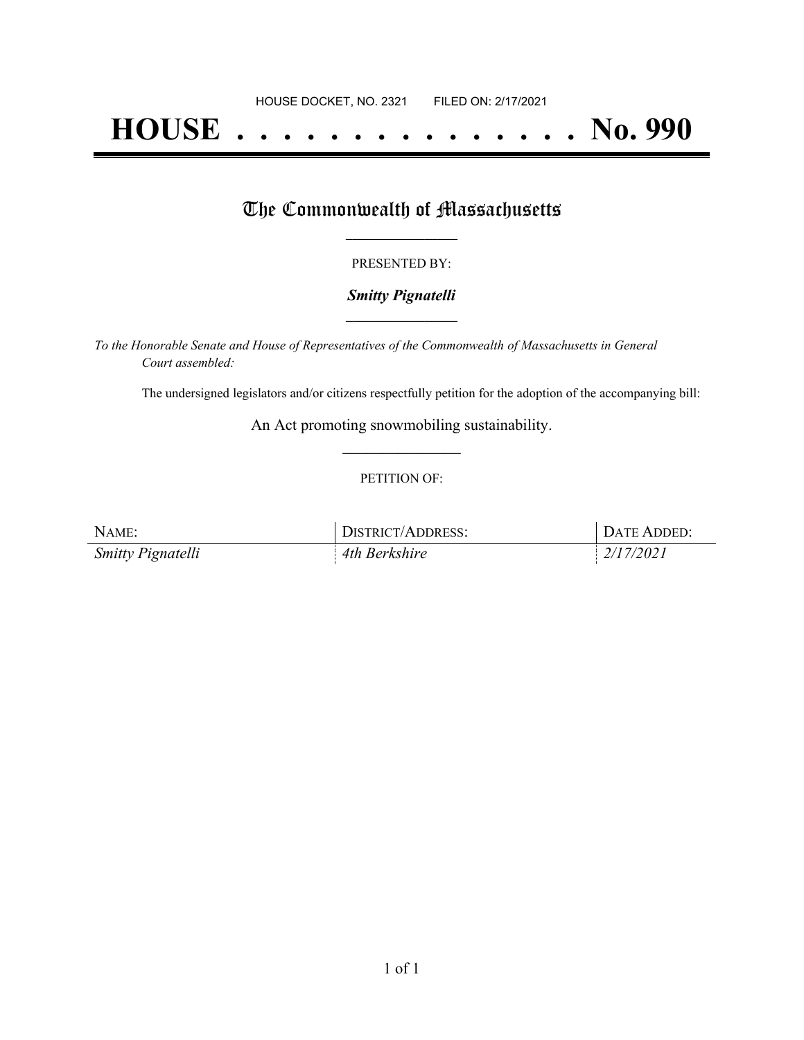HOUSE DOCKET, NO. 2321 FILED ON: 2/17/2021

# HOUSE . . . . . . . . . . . . . . . No. 990

## The Commonwealth of Massachusetts

PRESENTED BY:

***Smitty Pignatelli***

*To the Honorable Senate and House of Representatives of the Commonwealth of Massachusetts in General Court assembled:*

The undersigned legislators and/or citizens respectfully petition for the adoption of the accompanying bill:

An Act promoting snowmobiling sustainability.

PETITION OF:

| NAME: | DISTRICT/ADDRESS: | DATE ADDED: |
|---|---|---|
| *Smitty Pignatelli* | *4th Berkshire* | *2/17/2021* |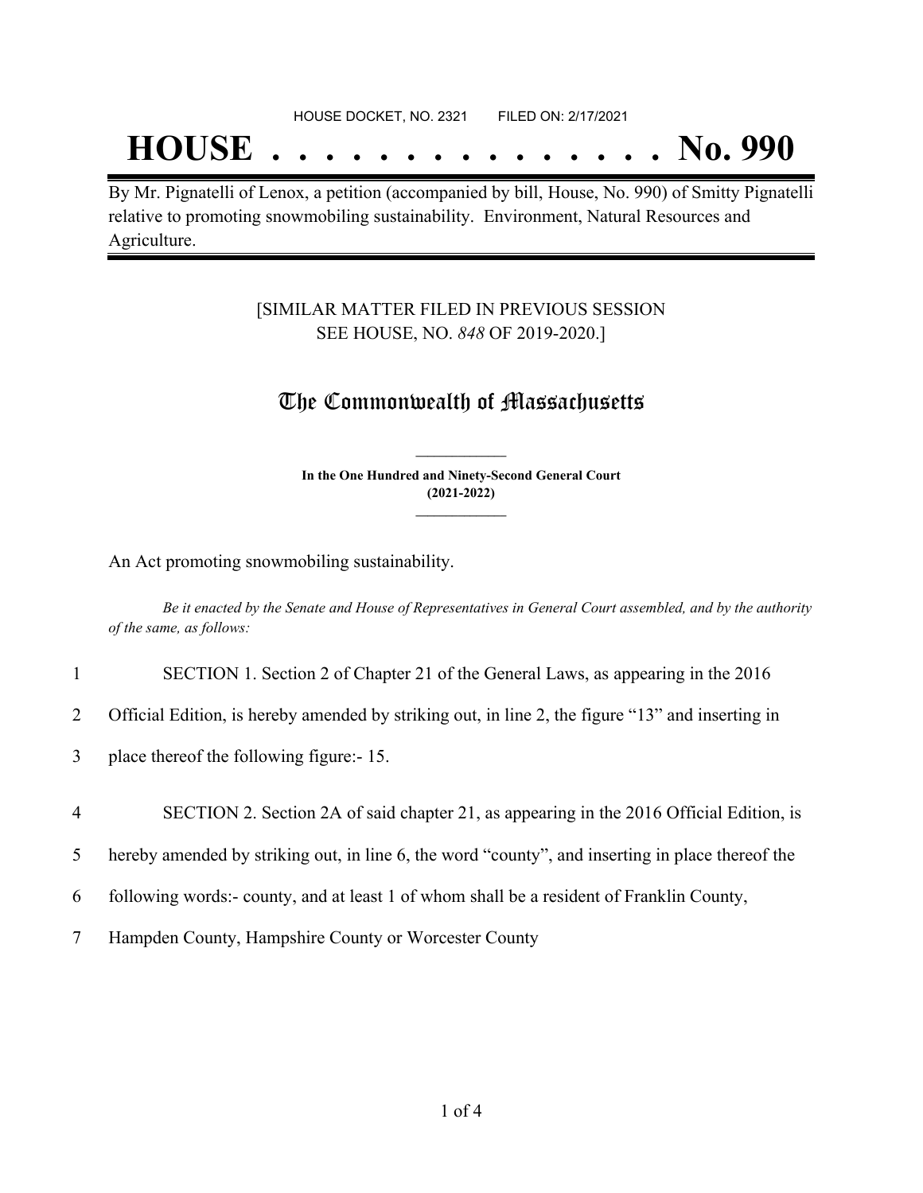HOUSE DOCKET, NO. 2321 FILED ON: 2/17/2021

# HOUSE . . . . . . . . . . . . . . . No. 990

By Mr. Pignatelli of Lenox, a petition (accompanied by bill, House, No. 990) of Smitty Pignatelli relative to promoting snowmobiling sustainability. Environment, Natural Resources and Agriculture.

[SIMILAR MATTER FILED IN PREVIOUS SESSION SEE HOUSE, NO. *848* OF 2019-2020.]

## The Commonwealth of Massachusetts

**In the One Hundred and Ninety-Second General Court (2021-2022)**

An Act promoting snowmobiling sustainability.

*Be it enacted by the Senate and House of Representatives in General Court assembled, and by the authority of the same, as follows:*

1 SECTION 1. Section 2 of Chapter 21 of the General Laws, as appearing in the 2016
2 Official Edition, is hereby amended by striking out, in line 2, the figure "13" and inserting in
3 place thereof the following figure:- 15.

4 SECTION 2. Section 2A of said chapter 21, as appearing in the 2016 Official Edition, is
5 hereby amended by striking out, in line 6, the word "county", and inserting in place thereof the
6 following words:- county, and at least 1 of whom shall be a resident of Franklin County,
7 Hampden County, Hampshire County or Worcester County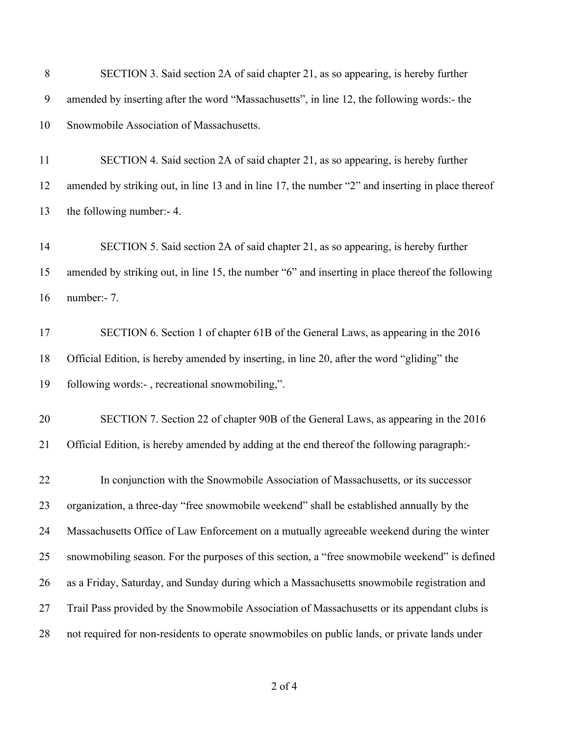SECTION 3. Said section 2A of said chapter 21, as so appearing, is hereby further amended by inserting after the word "Massachusetts", in line 12, the following words:- the Snowmobile Association of Massachusetts.

SECTION 4. Said section 2A of said chapter 21, as so appearing, is hereby further amended by striking out, in line 13 and in line 17, the number "2" and inserting in place thereof the following number:- 4.

SECTION 5. Said section 2A of said chapter 21, as so appearing, is hereby further amended by striking out, in line 15, the number "6" and inserting in place thereof the following number:- 7.

SECTION 6. Section 1 of chapter 61B of the General Laws, as appearing in the 2016 Official Edition, is hereby amended by inserting, in line 20, after the word "gliding" the following words:- , recreational snowmobiling,".

SECTION 7. Section 22 of chapter 90B of the General Laws, as appearing in the 2016 Official Edition, is hereby amended by adding at the end thereof the following paragraph:-

In conjunction with the Snowmobile Association of Massachusetts, or its successor organization, a three-day "free snowmobile weekend" shall be established annually by the Massachusetts Office of Law Enforcement on a mutually agreeable weekend during the winter snowmobiling season. For the purposes of this section, a "free snowmobile weekend" is defined as a Friday, Saturday, and Sunday during which a Massachusetts snowmobile registration and Trail Pass provided by the Snowmobile Association of Massachusetts or its appendant clubs is not required for non-residents to operate snowmobiles on public lands, or private lands under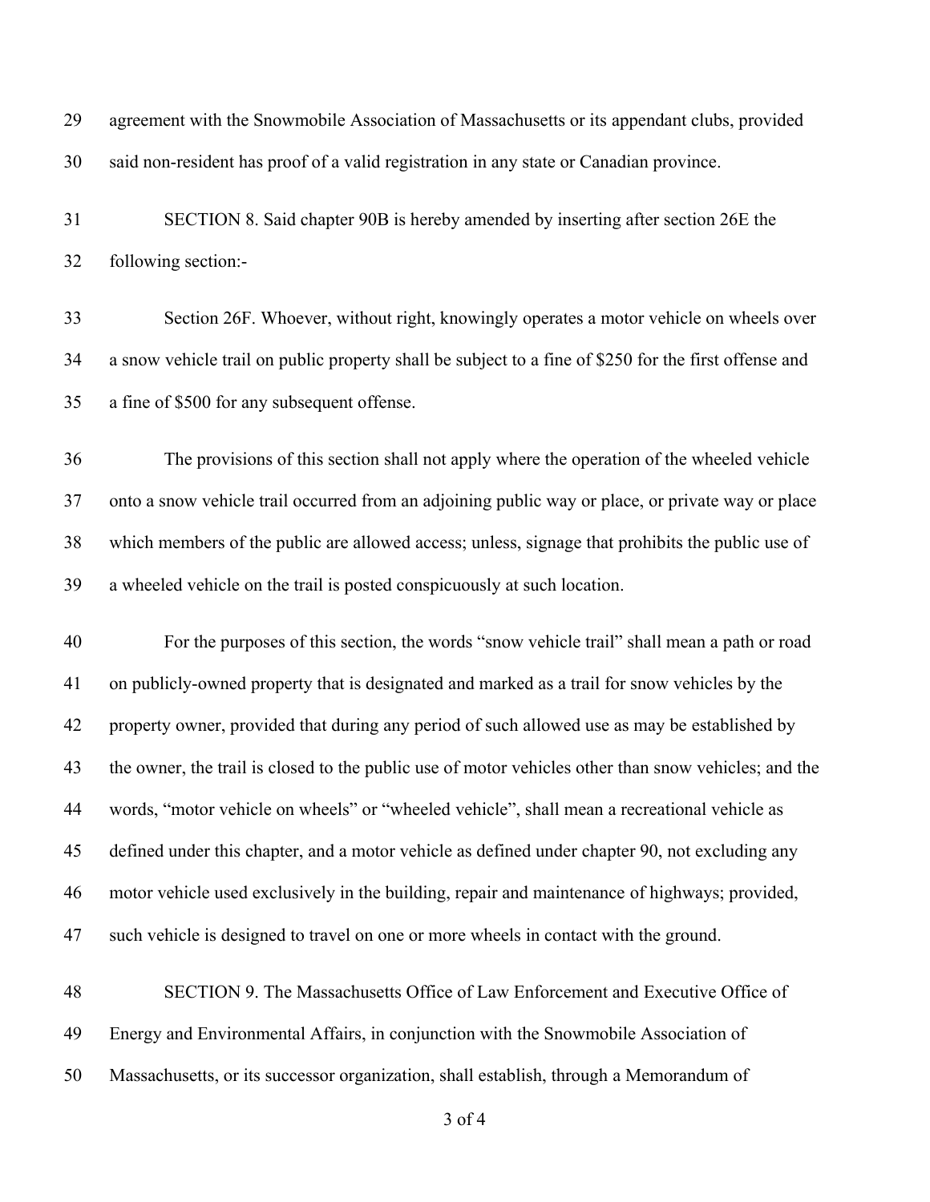agreement with the Snowmobile Association of Massachusetts or its appendant clubs, provided said non-resident has proof of a valid registration in any state or Canadian province.

SECTION 8. Said chapter 90B is hereby amended by inserting after section 26E the following section:-

Section 26F. Whoever, without right, knowingly operates a motor vehicle on wheels over a snow vehicle trail on public property shall be subject to a fine of $250 for the first offense and a fine of $500 for any subsequent offense.

The provisions of this section shall not apply where the operation of the wheeled vehicle onto a snow vehicle trail occurred from an adjoining public way or place, or private way or place which members of the public are allowed access; unless, signage that prohibits the public use of a wheeled vehicle on the trail is posted conspicuously at such location.

For the purposes of this section, the words "snow vehicle trail" shall mean a path or road on publicly-owned property that is designated and marked as a trail for snow vehicles by the property owner, provided that during any period of such allowed use as may be established by the owner, the trail is closed to the public use of motor vehicles other than snow vehicles; and the words, "motor vehicle on wheels" or "wheeled vehicle", shall mean a recreational vehicle as defined under this chapter, and a motor vehicle as defined under chapter 90, not excluding any motor vehicle used exclusively in the building, repair and maintenance of highways; provided, such vehicle is designed to travel on one or more wheels in contact with the ground.

SECTION 9. The Massachusetts Office of Law Enforcement and Executive Office of Energy and Environmental Affairs, in conjunction with the Snowmobile Association of Massachusetts, or its successor organization, shall establish, through a Memorandum of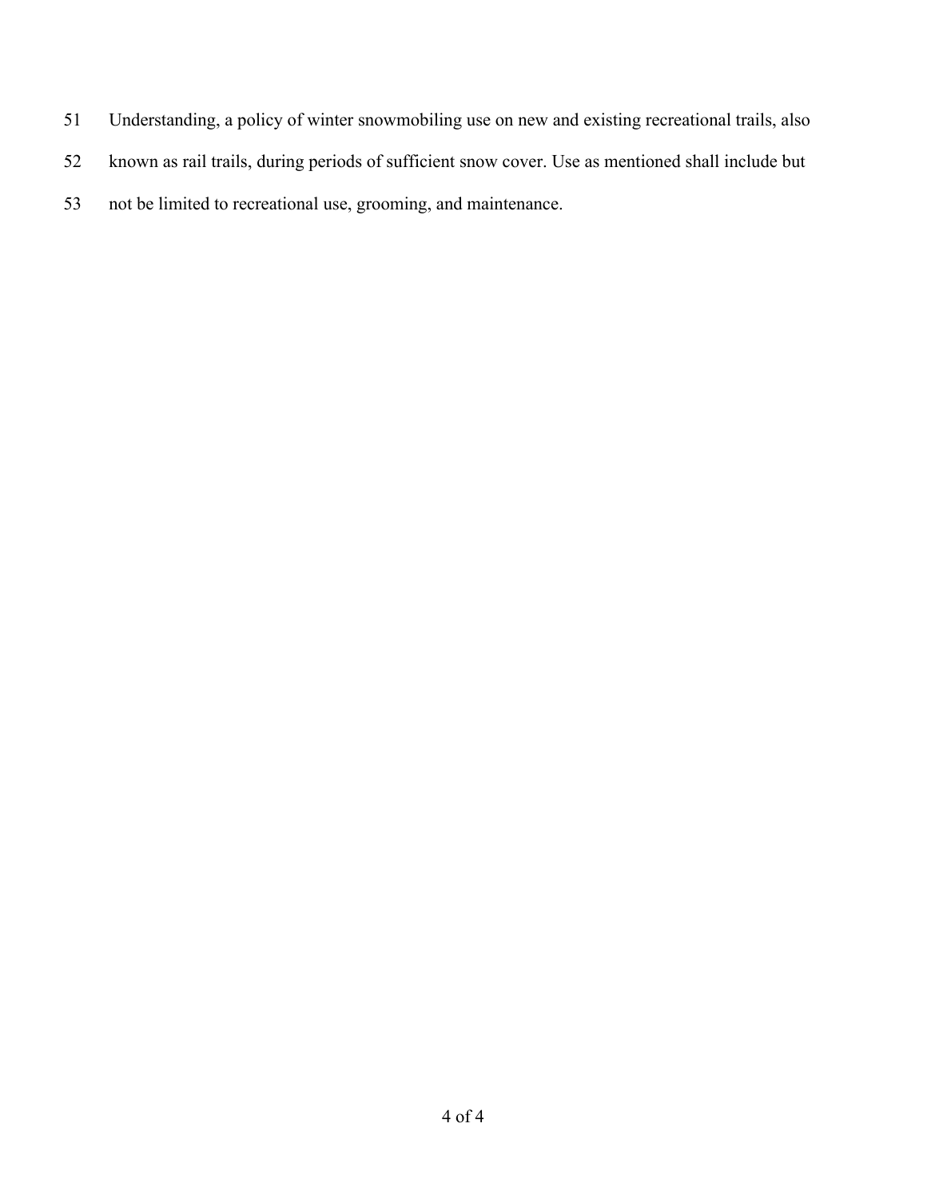Understanding, a policy of winter snowmobiling use on new and existing recreational trails, also known as rail trails, during periods of sufficient snow cover. Use as mentioned shall include but not be limited to recreational use, grooming, and maintenance.